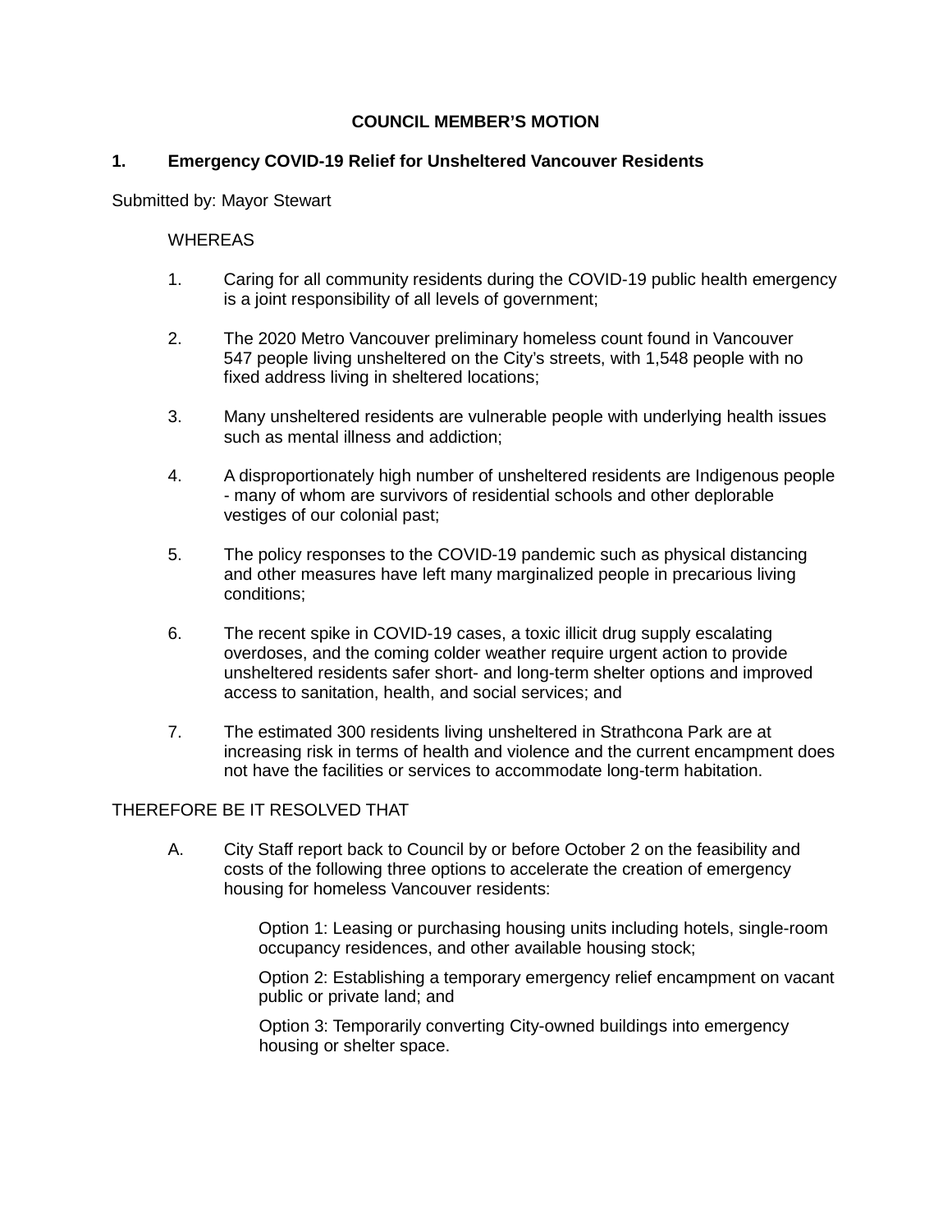**COUNCIL MEMBER'S MOTION**

**1. Emergency COVID-19 Relief for Unsheltered Vancouver Residents**

Submitted by: Mayor Stewart

WHEREAS

1. Caring for all community residents during the COVID-19 public health emergency is a joint responsibility of all levels of government;

2. The 2020 Metro Vancouver preliminary homeless count found in Vancouver 547 people living unsheltered on the City's streets, with 1,548 people with no fixed address living in sheltered locations;

3. Many unsheltered residents are vulnerable people with underlying health issues such as mental illness and addiction;

4. A disproportionately high number of unsheltered residents are Indigenous people - many of whom are survivors of residential schools and other deplorable vestiges of our colonial past;

5. The policy responses to the COVID-19 pandemic such as physical distancing and other measures have left many marginalized people in precarious living conditions;

6. The recent spike in COVID-19 cases, a toxic illicit drug supply escalating overdoses, and the coming colder weather require urgent action to provide unsheltered residents safer short- and long-term shelter options and improved access to sanitation, health, and social services; and

7. The estimated 300 residents living unsheltered in Strathcona Park are at increasing risk in terms of health and violence and the current encampment does not have the facilities or services to accommodate long-term habitation.

THEREFORE BE IT RESOLVED THAT

A. City Staff report back to Council by or before October 2 on the feasibility and costs of the following three options to accelerate the creation of emergency housing for homeless Vancouver residents:

   Option 1: Leasing or purchasing housing units including hotels, single-room occupancy residences, and other available housing stock;

   Option 2: Establishing a temporary emergency relief encampment on vacant public or private land; and

   Option 3: Temporarily converting City-owned buildings into emergency housing or shelter space.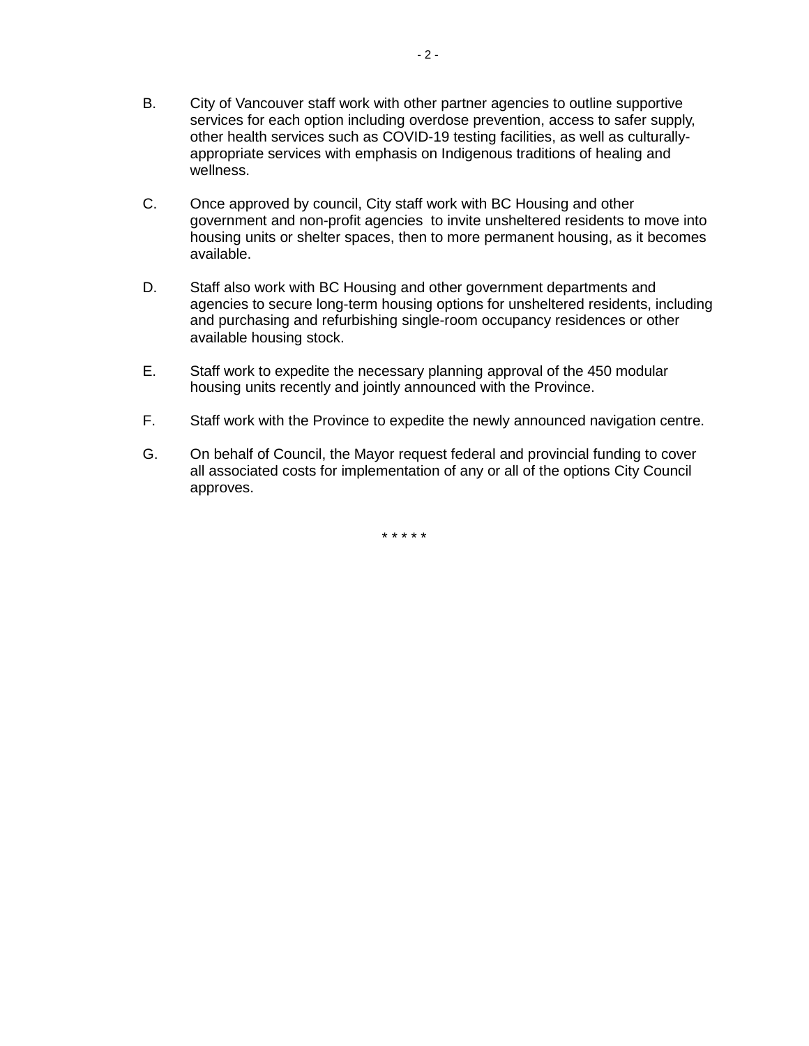B. City of Vancouver staff work with other partner agencies to outline supportive services for each option including overdose prevention, access to safer supply, other health services such as COVID-19 testing facilities, as well as culturally-appropriate services with emphasis on Indigenous traditions of healing and wellness.

C. Once approved by council, City staff work with BC Housing and other government and non-profit agencies to invite unsheltered residents to move into housing units or shelter spaces, then to more permanent housing, as it becomes available.

D. Staff also work with BC Housing and other government departments and agencies to secure long-term housing options for unsheltered residents, including and purchasing and refurbishing single-room occupancy residences or other available housing stock.

E. Staff work to expedite the necessary planning approval of the 450 modular housing units recently and jointly announced with the Province.

F. Staff work with the Province to expedite the newly announced navigation centre.

G. On behalf of Council, the Mayor request federal and provincial funding to cover all associated costs for implementation of any or all of the options City Council approves.

\* \* \* \* \*